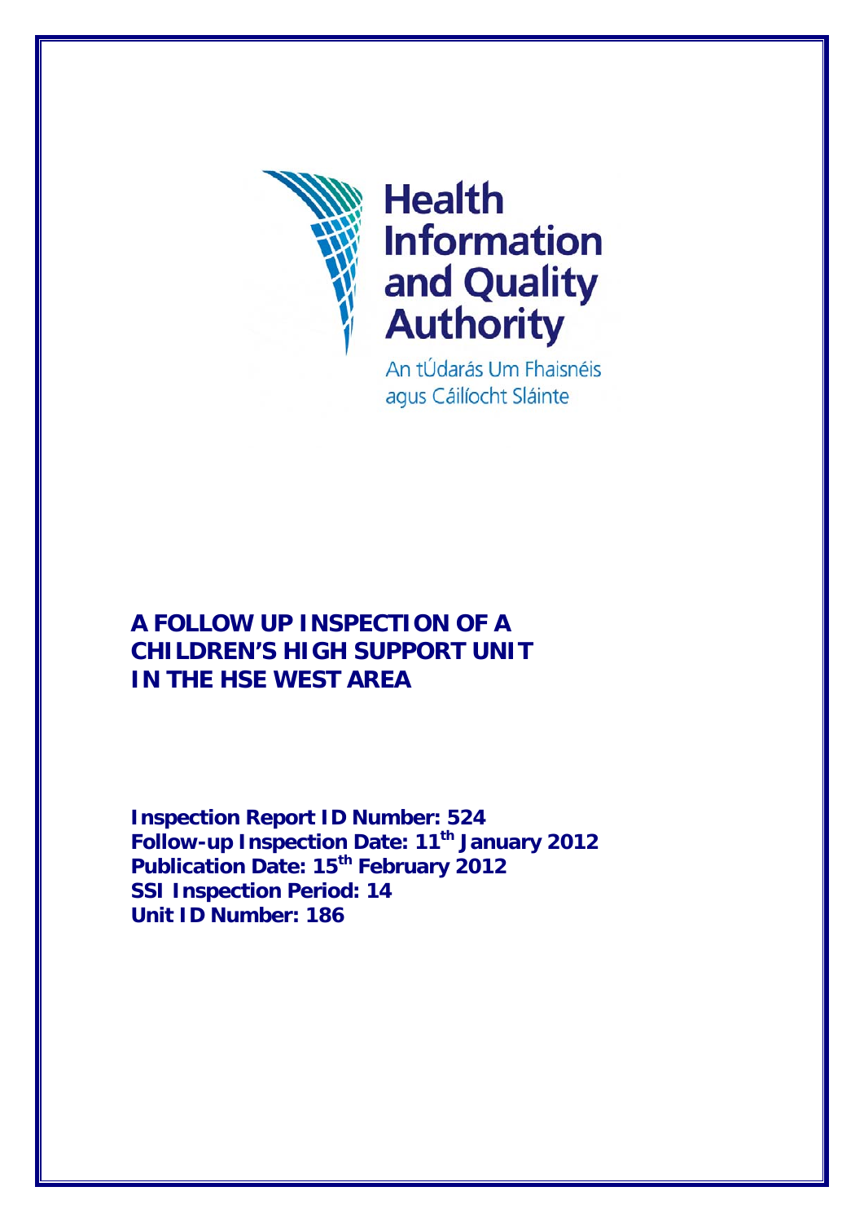Health Information and Quality Authority

An tÚdarás Um Fhaisnéis agus Cáilíocht Sláinte

# A FOLLOW UP INSPECTION OF A CHILDREN'S HIGH SUPPORT UNIT IN THE HSE WEST AREA

**Inspection Report ID Number: 524**
**Follow-up Inspection Date: 11th January 2012**
**Publication Date: 15th February 2012**
**SSI Inspection Period: 14**
**Unit ID Number: 186**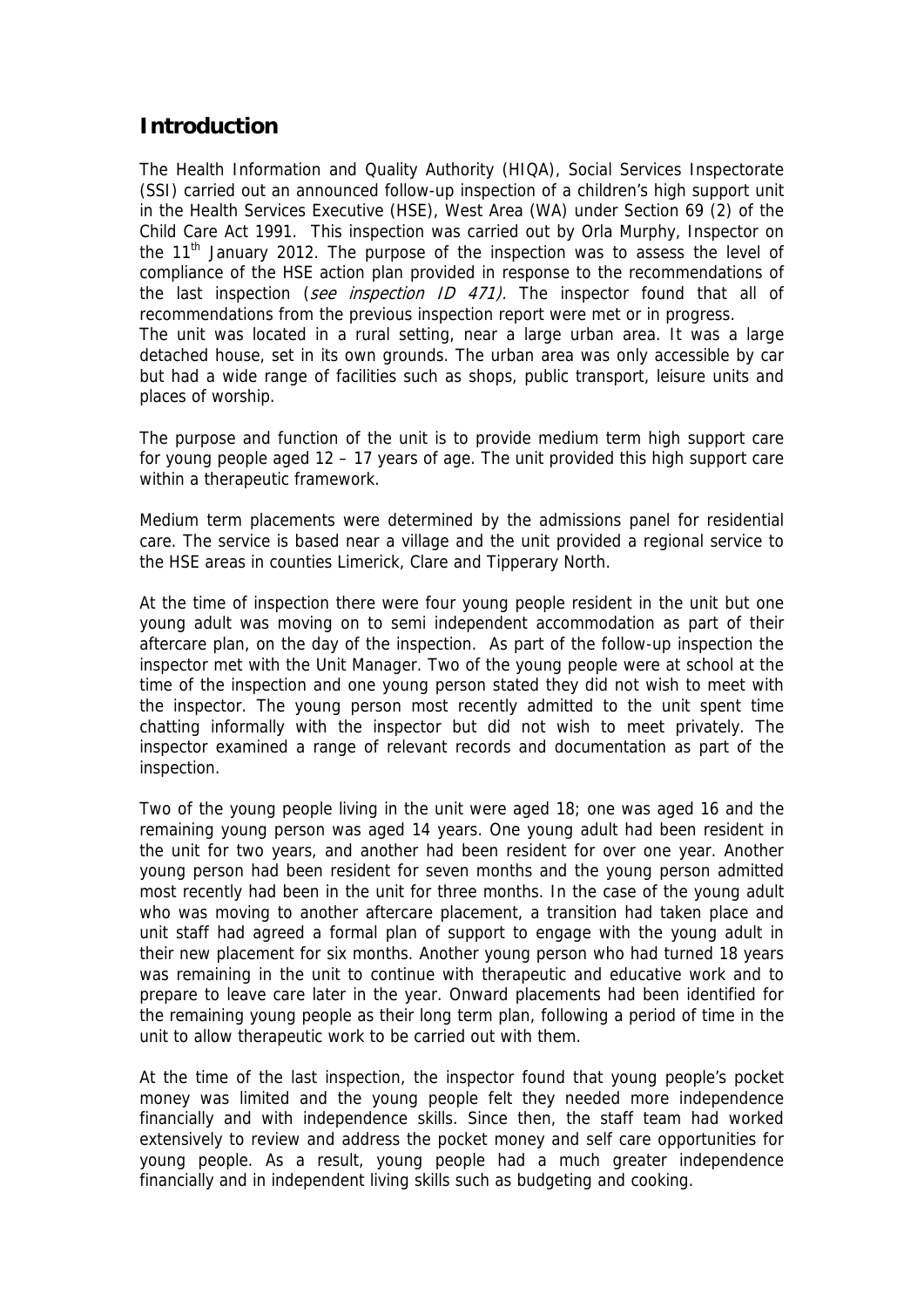## Introduction

The Health Information and Quality Authority (HIQA), Social Services Inspectorate (SSI) carried out an announced follow-up inspection of a children's high support unit in the Health Services Executive (HSE), West Area (WA) under Section 69 (2) of the Child Care Act 1991. This inspection was carried out by Orla Murphy, Inspector on the 11th January 2012. The purpose of the inspection was to assess the level of compliance of the HSE action plan provided in response to the recommendations of the last inspection (*see inspection ID 471).* The inspector found that all of recommendations from the previous inspection report were met or in progress.
The unit was located in a rural setting, near a large urban area. It was a large detached house, set in its own grounds. The urban area was only accessible by car but had a wide range of facilities such as shops, public transport, leisure units and places of worship.

The purpose and function of the unit is to provide medium term high support care for young people aged 12 – 17 years of age. The unit provided this high support care within a therapeutic framework.

Medium term placements were determined by the admissions panel for residential care. The service is based near a village and the unit provided a regional service to the HSE areas in counties Limerick, Clare and Tipperary North.

At the time of inspection there were four young people resident in the unit but one young adult was moving on to semi independent accommodation as part of their aftercare plan, on the day of the inspection. As part of the follow-up inspection the inspector met with the Unit Manager. Two of the young people were at school at the time of the inspection and one young person stated they did not wish to meet with the inspector. The young person most recently admitted to the unit spent time chatting informally with the inspector but did not wish to meet privately. The inspector examined a range of relevant records and documentation as part of the inspection.

Two of the young people living in the unit were aged 18; one was aged 16 and the remaining young person was aged 14 years. One young adult had been resident in the unit for two years, and another had been resident for over one year. Another young person had been resident for seven months and the young person admitted most recently had been in the unit for three months. In the case of the young adult who was moving to another aftercare placement, a transition had taken place and unit staff had agreed a formal plan of support to engage with the young adult in their new placement for six months. Another young person who had turned 18 years was remaining in the unit to continue with therapeutic and educative work and to prepare to leave care later in the year. Onward placements had been identified for the remaining young people as their long term plan, following a period of time in the unit to allow therapeutic work to be carried out with them.

At the time of the last inspection, the inspector found that young people's pocket money was limited and the young people felt they needed more independence financially and with independence skills. Since then, the staff team had worked extensively to review and address the pocket money and self care opportunities for young people. As a result, young people had a much greater independence financially and in independent living skills such as budgeting and cooking.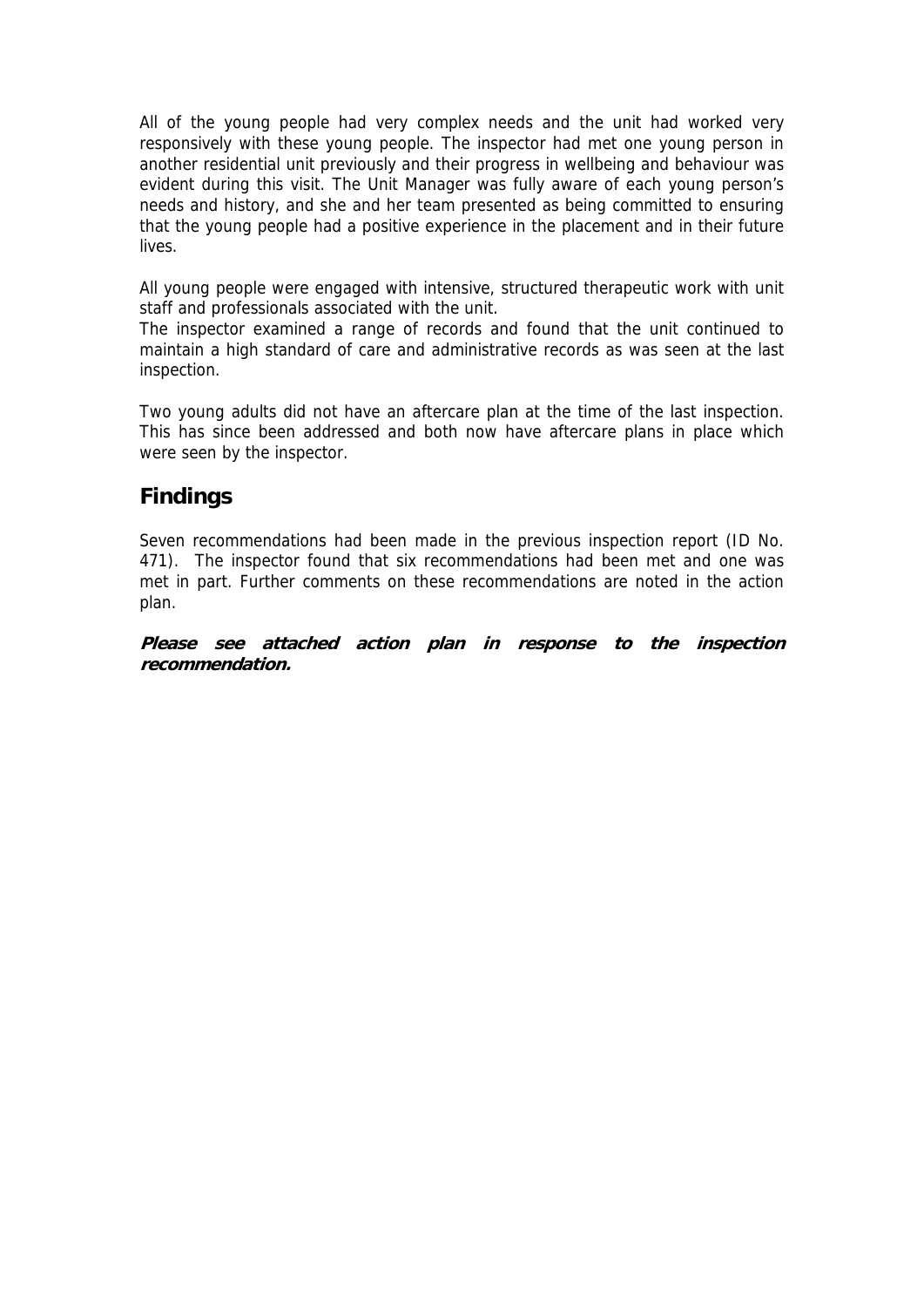All of the young people had very complex needs and the unit had worked very responsively with these young people. The inspector had met one young person in another residential unit previously and their progress in wellbeing and behaviour was evident during this visit. The Unit Manager was fully aware of each young person's needs and history, and she and her team presented as being committed to ensuring that the young people had a positive experience in the placement and in their future lives.

All young people were engaged with intensive, structured therapeutic work with unit staff and professionals associated with the unit.
The inspector examined a range of records and found that the unit continued to maintain a high standard of care and administrative records as was seen at the last inspection.

Two young adults did not have an aftercare plan at the time of the last inspection. This has since been addressed and both now have aftercare plans in place which were seen by the inspector.

## Findings

Seven recommendations had been made in the previous inspection report (ID No. 471). The inspector found that six recommendations had been met and one was met in part. Further comments on these recommendations are noted in the action plan.

***Please see attached action plan in response to the inspection recommendation.***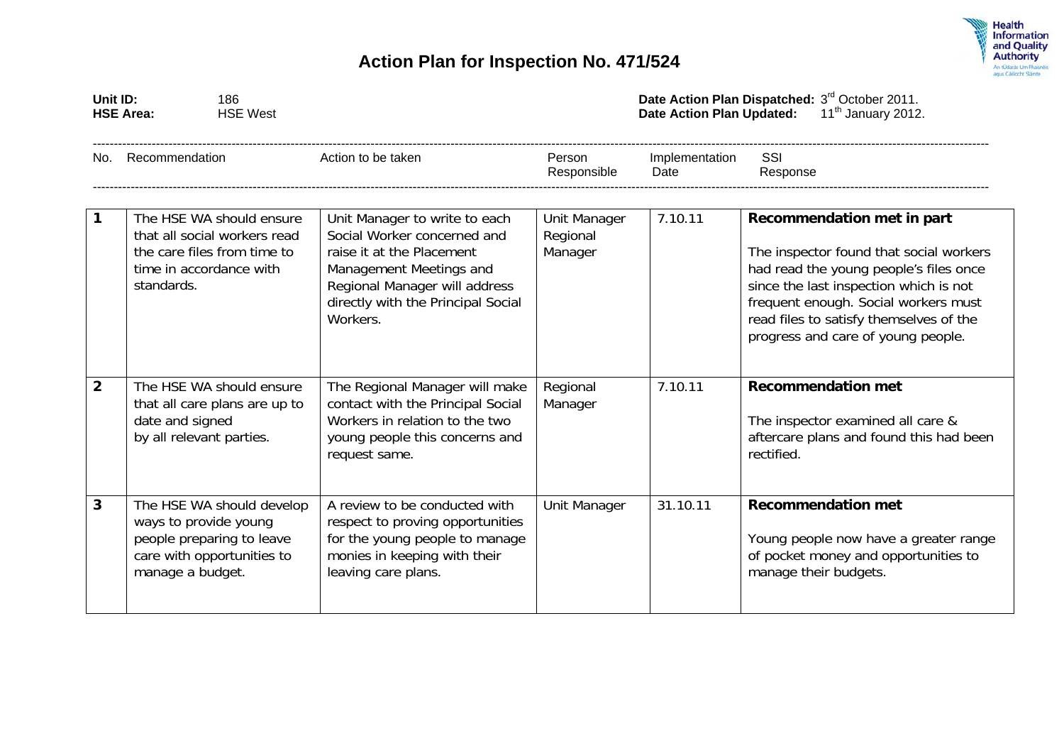# Action Plan for Inspection No. 471/524

**Unit ID:** 186
**HSE Area:** HSE West

**Date Action Plan Dispatched:** 3rd October 2011.
**Date Action Plan Updated:** 11th January 2012.

| No. | Recommendation | Action to be taken | Person Responsible | Implementation Date | SSI Response |
|---|---|---|---|---|---|
| **1** | The HSE WA should ensure that all social workers read the care files from time to time in accordance with standards. | Unit Manager to write to each Social Worker concerned and raise it at the Placement Management Meetings and Regional Manager will address directly with the Principal Social Workers. | Unit Manager Regional Manager | 7.10.11 | **Recommendation met in part** The inspector found that social workers had read the young people's files once since the last inspection which is not frequent enough. Social workers must read files to satisfy themselves of the progress and care of young people. |
| **2** | The HSE WA should ensure that all care plans are up to date and signed by all relevant parties. | The Regional Manager will make contact with the Principal Social Workers in relation to the two young people this concerns and request same. | Regional Manager | 7.10.11 | **Recommendation met** The inspector examined all care & aftercare plans and found this had been rectified. |
| **3** | The HSE WA should develop ways to provide young people preparing to leave care with opportunities to manage a budget. | A review to be conducted with respect to proving opportunities for the young people to manage monies in keeping with their leaving care plans. | Unit Manager | 31.10.11 | **Recommendation met** Young people now have a greater range of pocket money and opportunities to manage their budgets. |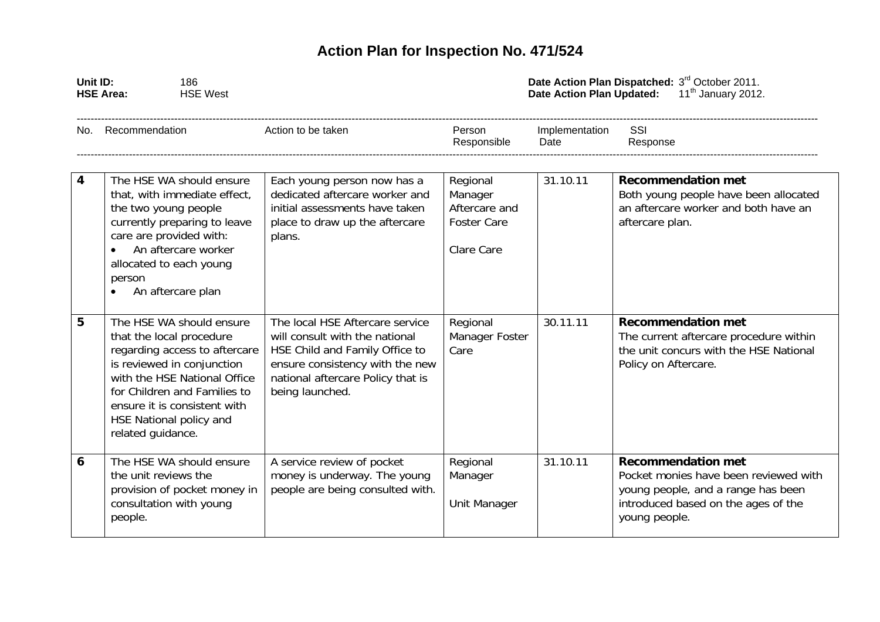# Action Plan for Inspection No. 471/524

**Unit ID:** 186
**HSE Area:** HSE West

**Date Action Plan Dispatched:** 3rd October 2011.
**Date Action Plan Updated:** 11th January 2012.

| No. | Recommendation | Action to be taken | Person Responsible | Implementation Date | SSI Response |
|---|---|---|---|---|---|
| **4** | The HSE WA should ensure that, with immediate effect, the two young people currently preparing to leave care are provided with:<br>• An aftercare worker allocated to each young person<br>• An aftercare plan | Each young person now has a dedicated aftercare worker and initial assessments have taken place to draw up the aftercare plans. | Regional Manager Aftercare and Foster Care<br><br>Clare Care | 31.10.11 | **Recommendation met**<br>Both young people have been allocated an aftercare worker and both have an aftercare plan. |
| **5** | The HSE WA should ensure that the local procedure regarding access to aftercare is reviewed in conjunction with the HSE National Office for Children and Families to ensure it is consistent with HSE National policy and related guidance. | The local HSE Aftercare service will consult with the national HSE Child and Family Office to ensure consistency with the new national aftercare Policy that is being launched. | Regional Manager Foster Care | 30.11.11 | **Recommendation met**<br>The current aftercare procedure within the unit concurs with the HSE National Policy on Aftercare. |
| **6** | The HSE WA should ensure the unit reviews the provision of pocket money in consultation with young people. | A service review of pocket money is underway. The young people are being consulted with. | Regional Manager<br><br>Unit Manager | 31.10.11 | **Recommendation met**<br>Pocket monies have been reviewed with young people, and a range has been introduced based on the ages of the young people. |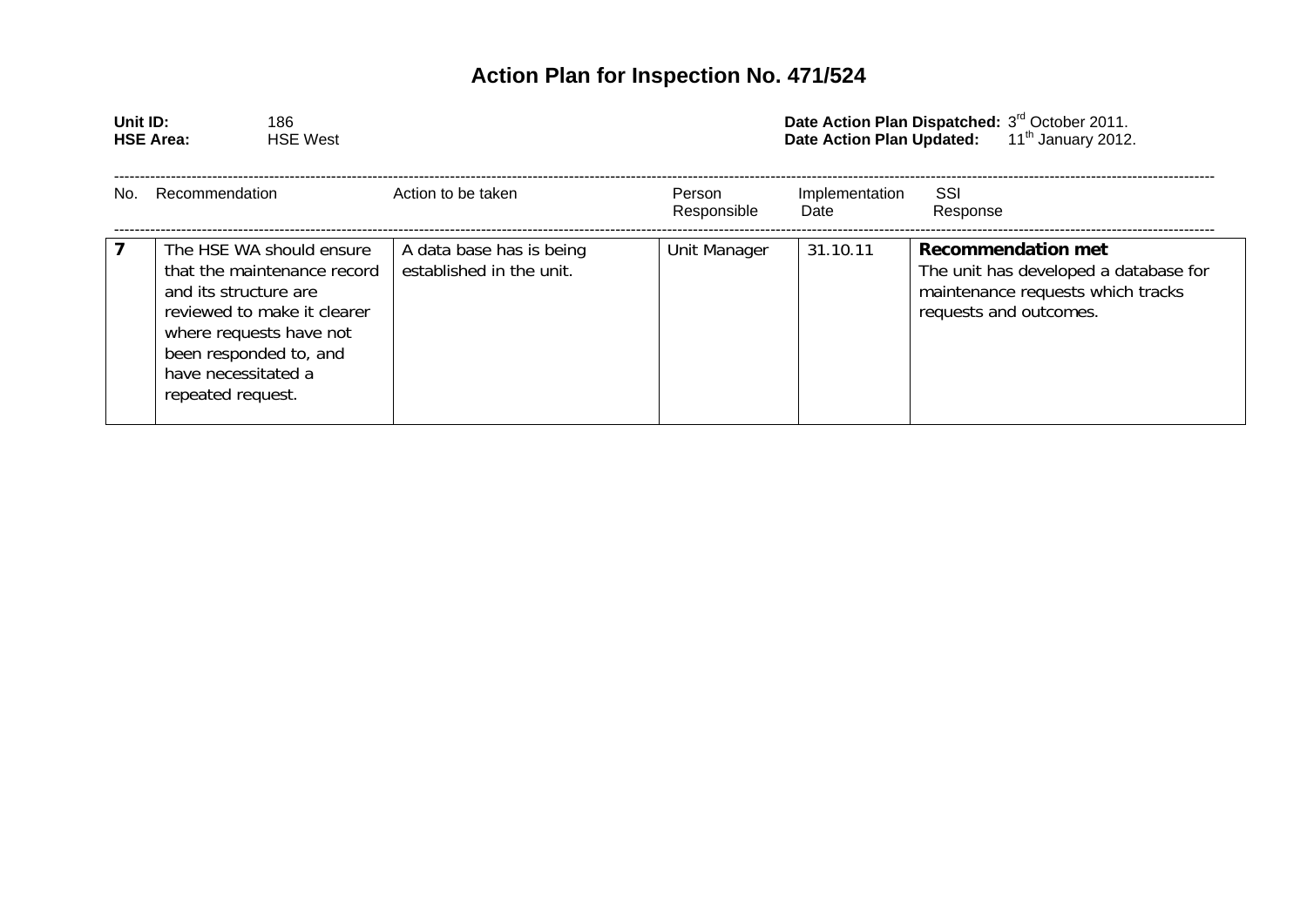# Action Plan for Inspection No. 471/524

**Unit ID:** 186
**HSE Area:** HSE West

**Date Action Plan Dispatched:** 3rd October 2011.
**Date Action Plan Updated:** 11th January 2012.

| No. | Recommendation | Action to be taken | Person Responsible | Implementation Date | SSI Response |
|---|---|---|---|---|---|
| **7** | The HSE WA should ensure that the maintenance record and its structure are reviewed to make it clearer where requests have not been responded to, and have necessitated a repeated request. | A data base has is being established in the unit. | Unit Manager | 31.10.11 | **Recommendation met** The unit has developed a database for maintenance requests which tracks requests and outcomes. |